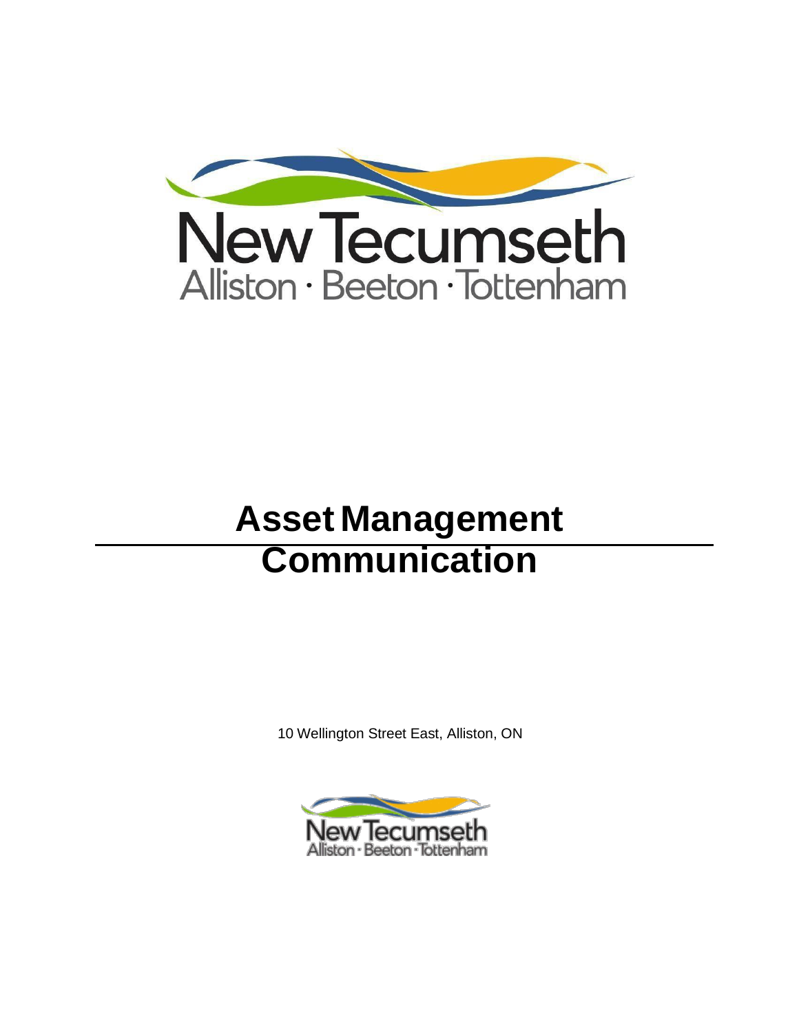New Tecumseth
Alliston · Beeton · Tottenham

# Asset Management Communication

10 Wellington Street East, Alliston, ON

New Tecumseth
Alliston · Beeton · Tottenham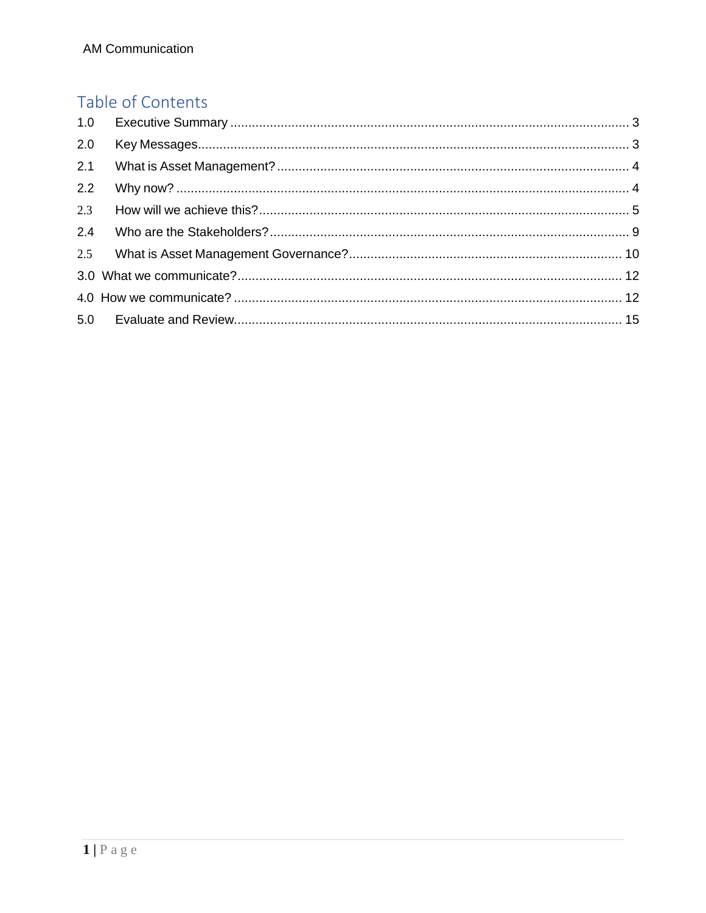# Table of Contents

1.0 Executive Summary ........ 3

2.0 Key Messages ........ 3

2.1 What is Asset Management? ........ 4

2.2 Why now? ........ 4

2.3 How will we achieve this? ........ 5

2.4 Who are the Stakeholders? ........ 9

2.5 What is Asset Management Governance? ........ 10

3.0 What we communicate? ........ 12

4.0 How we communicate? ........ 12

5.0 Evaluate and Review ........ 15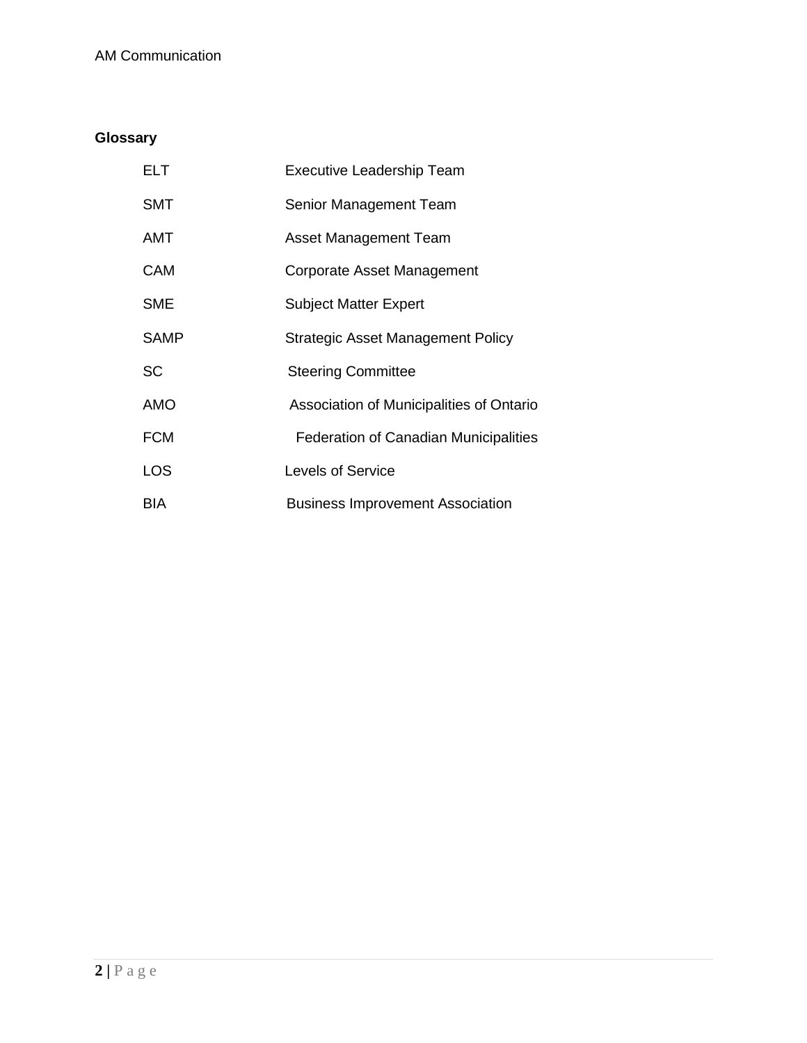## Glossary

| | |
|---|---|
| ELT | Executive Leadership Team |
| SMT | Senior Management Team |
| AMT | Asset Management Team |
| CAM | Corporate Asset Management |
| SME | Subject Matter Expert |
| SAMP | Strategic Asset Management Policy |
| SC | Steering Committee |
| AMO | Association of Municipalities of Ontario |
| FCM | Federation of Canadian Municipalities |
| LOS | Levels of Service |
| BIA | Business Improvement Association |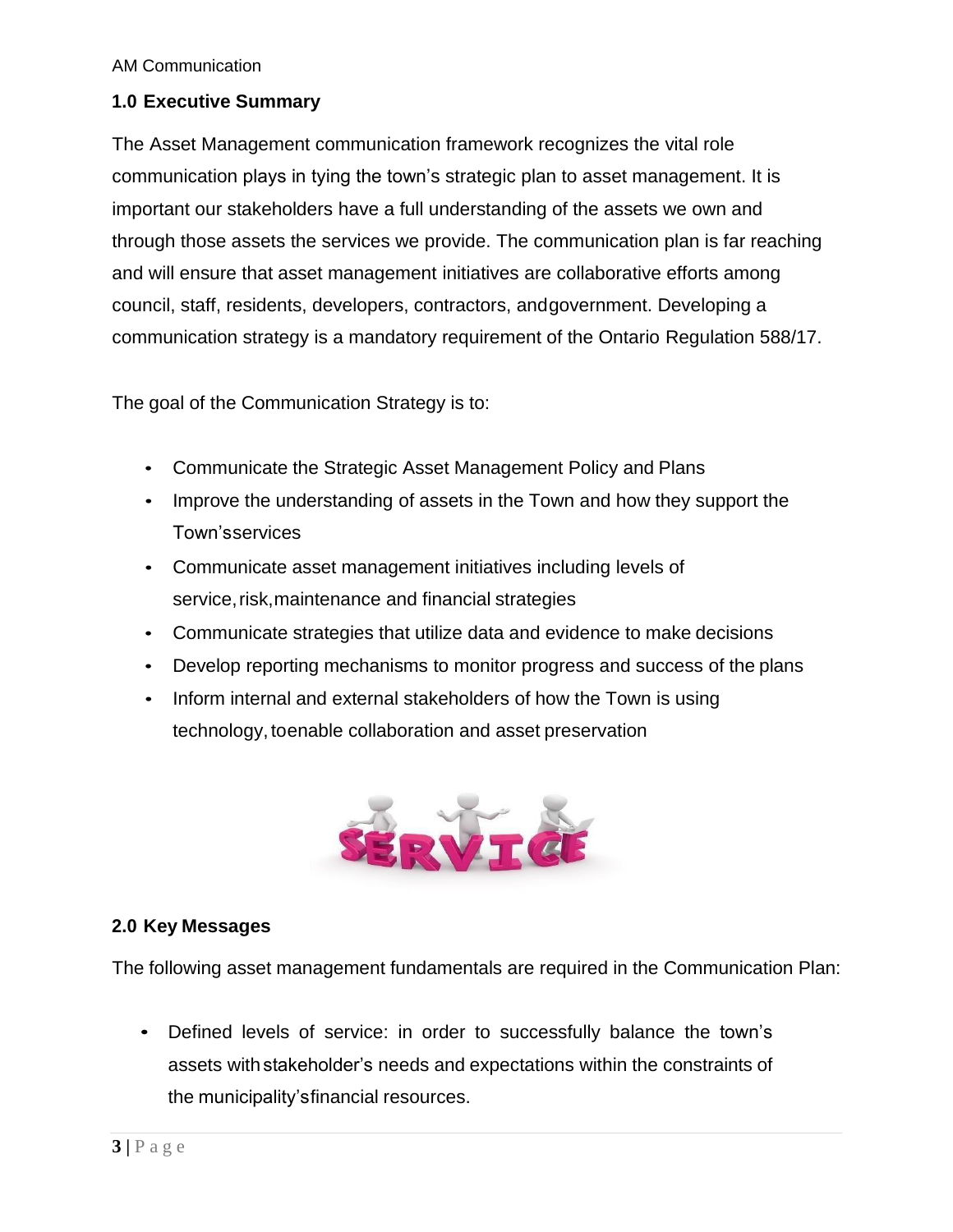## 1.0 Executive Summary

The Asset Management communication framework recognizes the vital role communication plays in tying the town's strategic plan to asset management. It is important our stakeholders have a full understanding of the assets we own and through those assets the services we provide. The communication plan is far reaching and will ensure that asset management initiatives are collaborative efforts among council, staff, residents, developers, contractors, and government. Developing a communication strategy is a mandatory requirement of the Ontario Regulation 588/17.

The goal of the Communication Strategy is to:

- Communicate the Strategic Asset Management Policy and Plans
- Improve the understanding of assets in the Town and how they support the Town's services
- Communicate asset management initiatives including levels of service, risk, maintenance and financial strategies
- Communicate strategies that utilize data and evidence to make decisions
- Develop reporting mechanisms to monitor progress and success of the plans
- Inform internal and external stakeholders of how the Town is using technology, to enable collaboration and asset preservation

## 2.0 Key Messages

The following asset management fundamentals are required in the Communication Plan:

- Defined levels of service: in order to successfully balance the town's assets with stakeholder's needs and expectations within the constraints of the municipality's financial resources.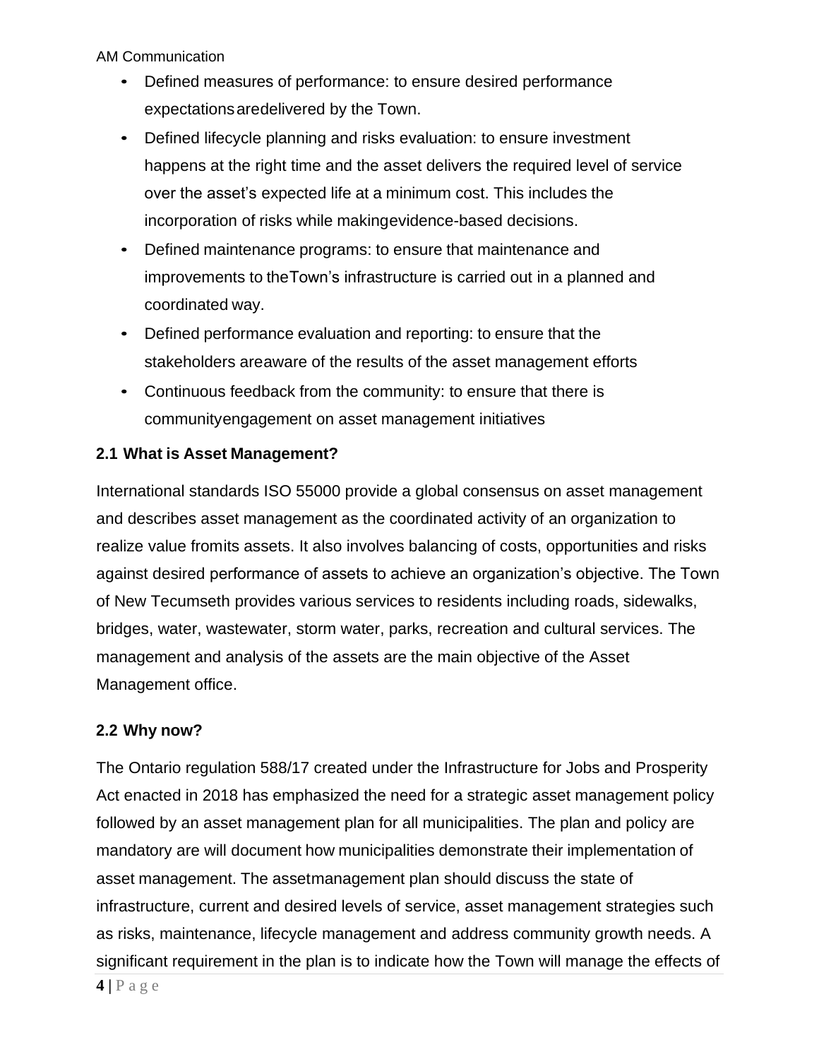- Defined measures of performance: to ensure desired performance expectations aredelivered by the Town.
- Defined lifecycle planning and risks evaluation: to ensure investment happens at the right time and the asset delivers the required level of service over the asset's expected life at a minimum cost. This includes the incorporation of risks while makingevidence-based decisions.
- Defined maintenance programs: to ensure that maintenance and improvements to theTown's infrastructure is carried out in a planned and coordinated way.
- Defined performance evaluation and reporting: to ensure that the stakeholders areaware of the results of the asset management efforts
- Continuous feedback from the community: to ensure that there is communityengagement on asset management initiatives

### 2.1 What is Asset Management?

International standards ISO 55000 provide a global consensus on asset management and describes asset management as the coordinated activity of an organization to realize value fromits assets. It also involves balancing of costs, opportunities and risks against desired performance of assets to achieve an organization's objective. The Town of New Tecumseth provides various services to residents including roads, sidewalks, bridges, water, wastewater, storm water, parks, recreation and cultural services. The management and analysis of the assets are the main objective of the Asset Management office.

### 2.2 Why now?

The Ontario regulation 588/17 created under the Infrastructure for Jobs and Prosperity Act enacted in 2018 has emphasized the need for a strategic asset management policy followed by an asset management plan for all municipalities. The plan and policy are mandatory are will document how municipalities demonstrate their implementation of asset management. The assetmanagement plan should discuss the state of infrastructure, current and desired levels of service, asset management strategies such as risks, maintenance, lifecycle management and address community growth needs. A significant requirement in the plan is to indicate how the Town will manage the effects of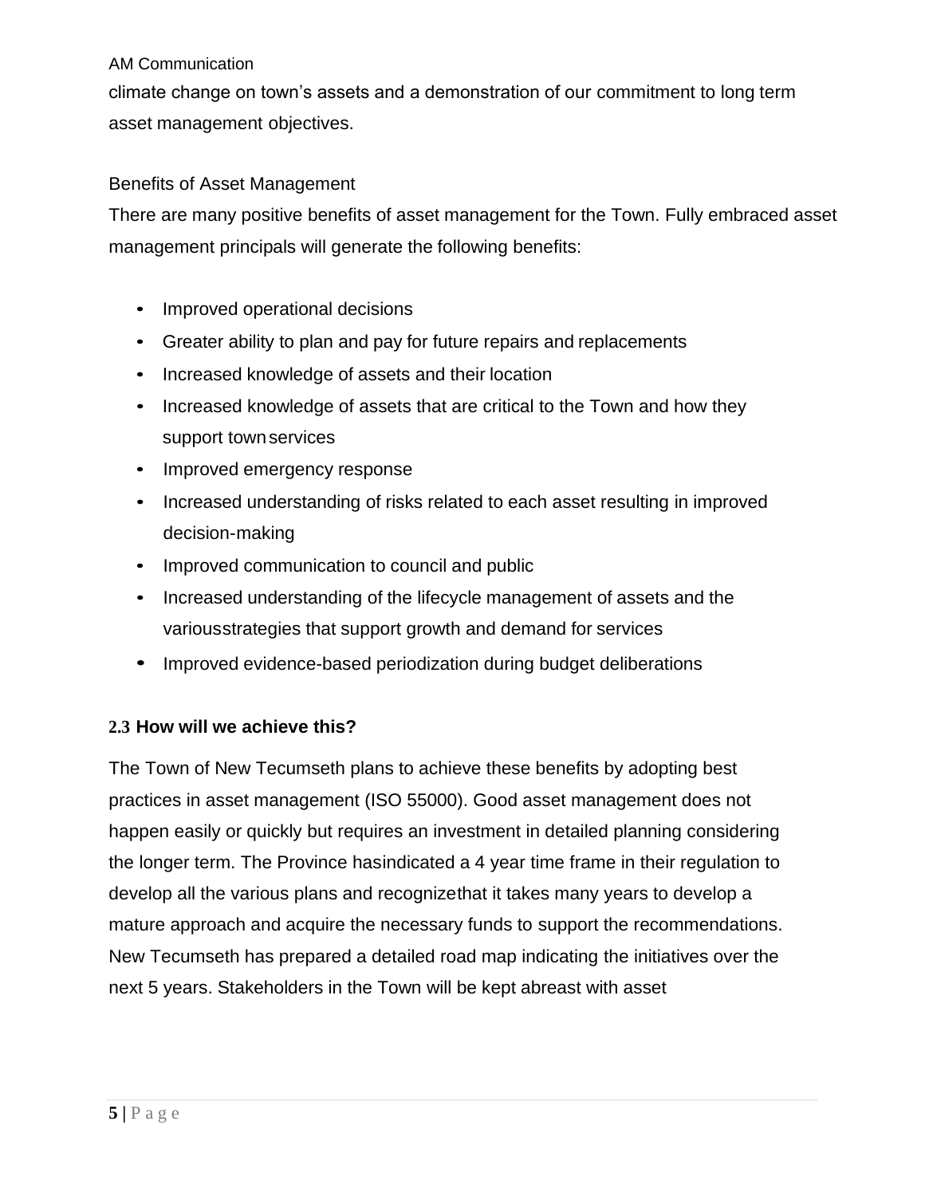climate change on town's assets and a demonstration of our commitment to long term asset management objectives.

Benefits of Asset Management

There are many positive benefits of asset management for the Town. Fully embraced asset management principals will generate the following benefits:

- Improved operational decisions
- Greater ability to plan and pay for future repairs and replacements
- Increased knowledge of assets and their location
- Increased knowledge of assets that are critical to the Town and how they support town services
- Improved emergency response
- Increased understanding of risks related to each asset resulting in improved decision-making
- Improved communication to council and public
- Increased understanding of the lifecycle management of assets and the various strategies that support growth and demand for services
- Improved evidence-based periodization during budget deliberations

### 2.3 How will we achieve this?

The Town of New Tecumseth plans to achieve these benefits by adopting best practices in asset management (ISO 55000). Good asset management does not happen easily or quickly but requires an investment in detailed planning considering the longer term. The Province has indicated a 4 year time frame in their regulation to develop all the various plans and recognize that it takes many years to develop a mature approach and acquire the necessary funds to support the recommendations. New Tecumseth has prepared a detailed road map indicating the initiatives over the next 5 years. Stakeholders in the Town will be kept abreast with asset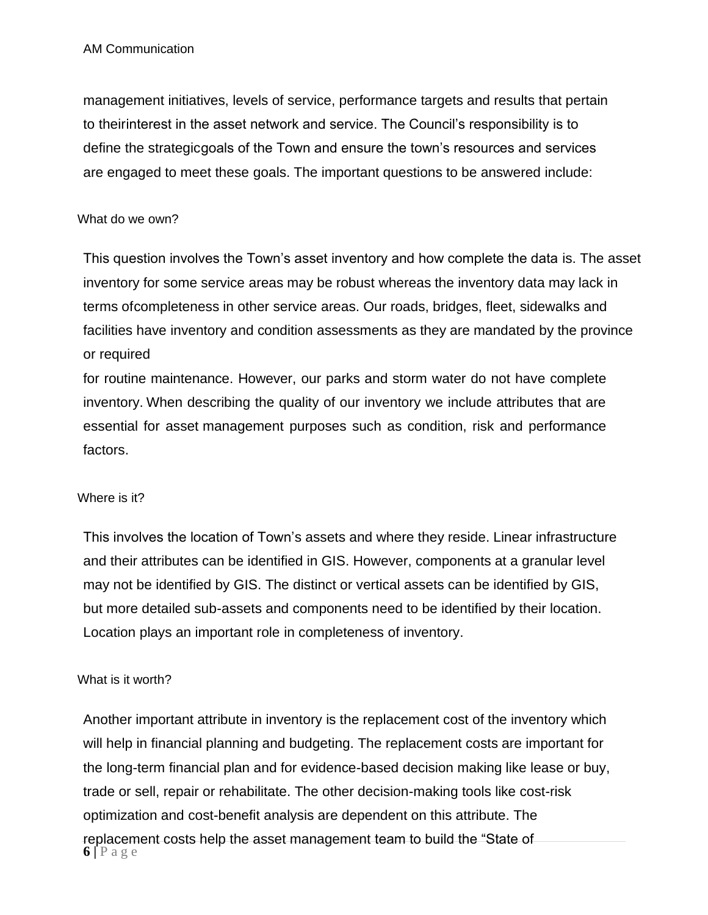management initiatives, levels of service, performance targets and results that pertain to theirinterest in the asset network and service. The Council's responsibility is to define the strategicgoals of the Town and ensure the town's resources and services are engaged to meet these goals. The important questions to be answered include:

### What do we own?

This question involves the Town's asset inventory and how complete the data is. The asset inventory for some service areas may be robust whereas the inventory data may lack in terms ofcompleteness in other service areas. Our roads, bridges, fleet, sidewalks and facilities have inventory and condition assessments as they are mandated by the province or required for routine maintenance. However, our parks and storm water do not have complete inventory. When describing the quality of our inventory we include attributes that are essential for asset management purposes such as condition, risk and performance factors.

### Where is it?

This involves the location of Town's assets and where they reside. Linear infrastructure and their attributes can be identified in GIS. However, components at a granular level may not be identified by GIS. The distinct or vertical assets can be identified by GIS, but more detailed sub-assets and components need to be identified by their location. Location plays an important role in completeness of inventory.

### What is it worth?

Another important attribute in inventory is the replacement cost of the inventory which will help in financial planning and budgeting. The replacement costs are important for the long-term financial plan and for evidence-based decision making like lease or buy, trade or sell, repair or rehabilitate. The other decision-making tools like cost-risk optimization and cost-benefit analysis are dependent on this attribute. The replacement costs help the asset management team to build the "State of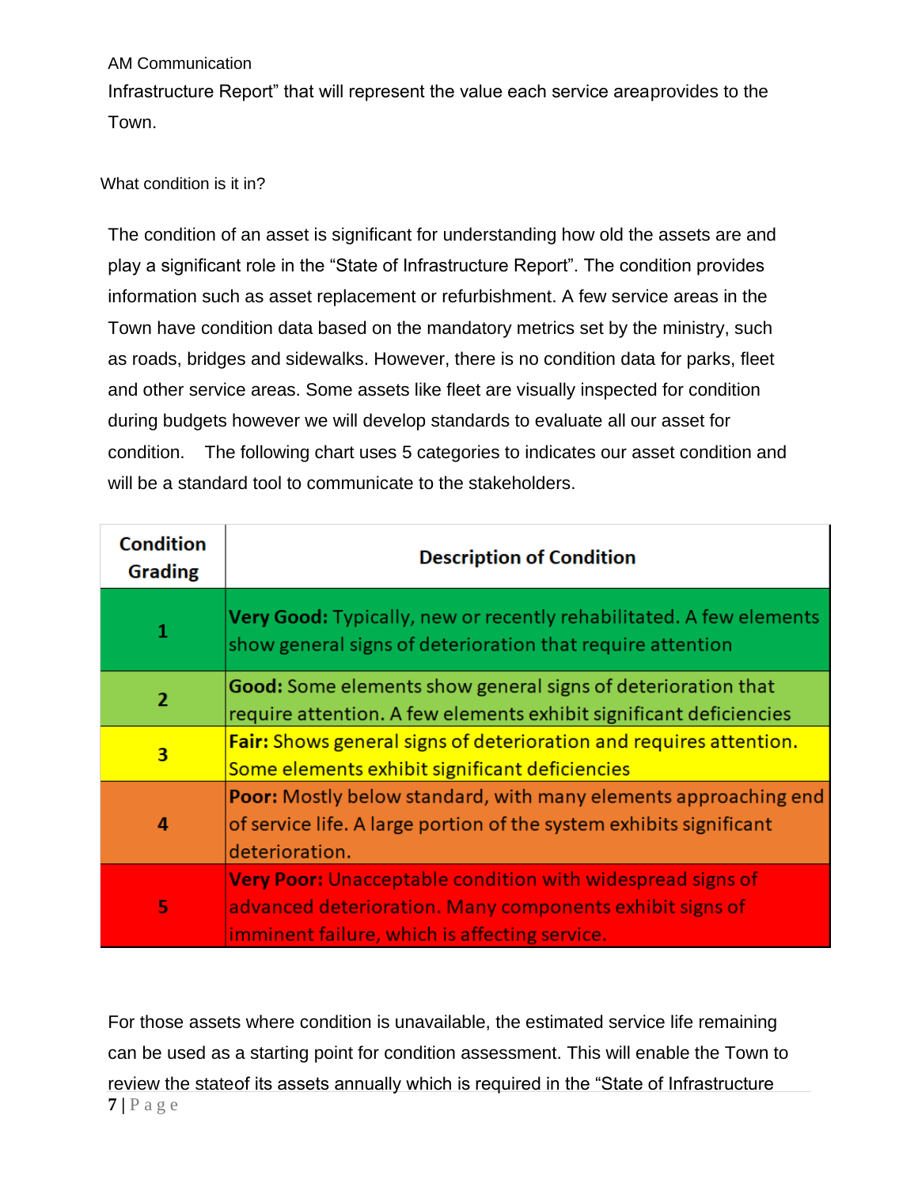Infrastructure Report" that will represent the value each service areaprovides to the Town.

### What condition is it in?

The condition of an asset is significant for understanding how old the assets are and play a significant role in the "State of Infrastructure Report". The condition provides information such as asset replacement or refurbishment. A few service areas in the Town have condition data based on the mandatory metrics set by the ministry, such as roads, bridges and sidewalks. However, there is no condition data for parks, fleet and other service areas. Some assets like fleet are visually inspected for condition during budgets however we will develop standards to evaluate all our asset for condition. The following chart uses 5 categories to indicates our asset condition and will be a standard tool to communicate to the stakeholders.

| Condition Grading | Description of Condition |
|---|---|
| 1 | **Very Good:** Typically, new or recently rehabilitated. A few elements show general signs of deterioration that require attention |
| 2 | **Good:** Some elements show general signs of deterioration that require attention. A few elements exhibit significant deficiencies |
| 3 | **Fair:** Shows general signs of deterioration and requires attention. Some elements exhibit significant deficiencies |
| 4 | **Poor:** Mostly below standard, with many elements approaching end of service life. A large portion of the system exhibits significant deterioration. |
| 5 | **Very Poor:** Unacceptable condition with widespread signs of advanced deterioration. Many components exhibit signs of imminent failure, which is affecting service. |

For those assets where condition is unavailable, the estimated service life remaining can be used as a starting point for condition assessment. This will enable the Town to review the stateof its assets annually which is required in the "State of Infrastructure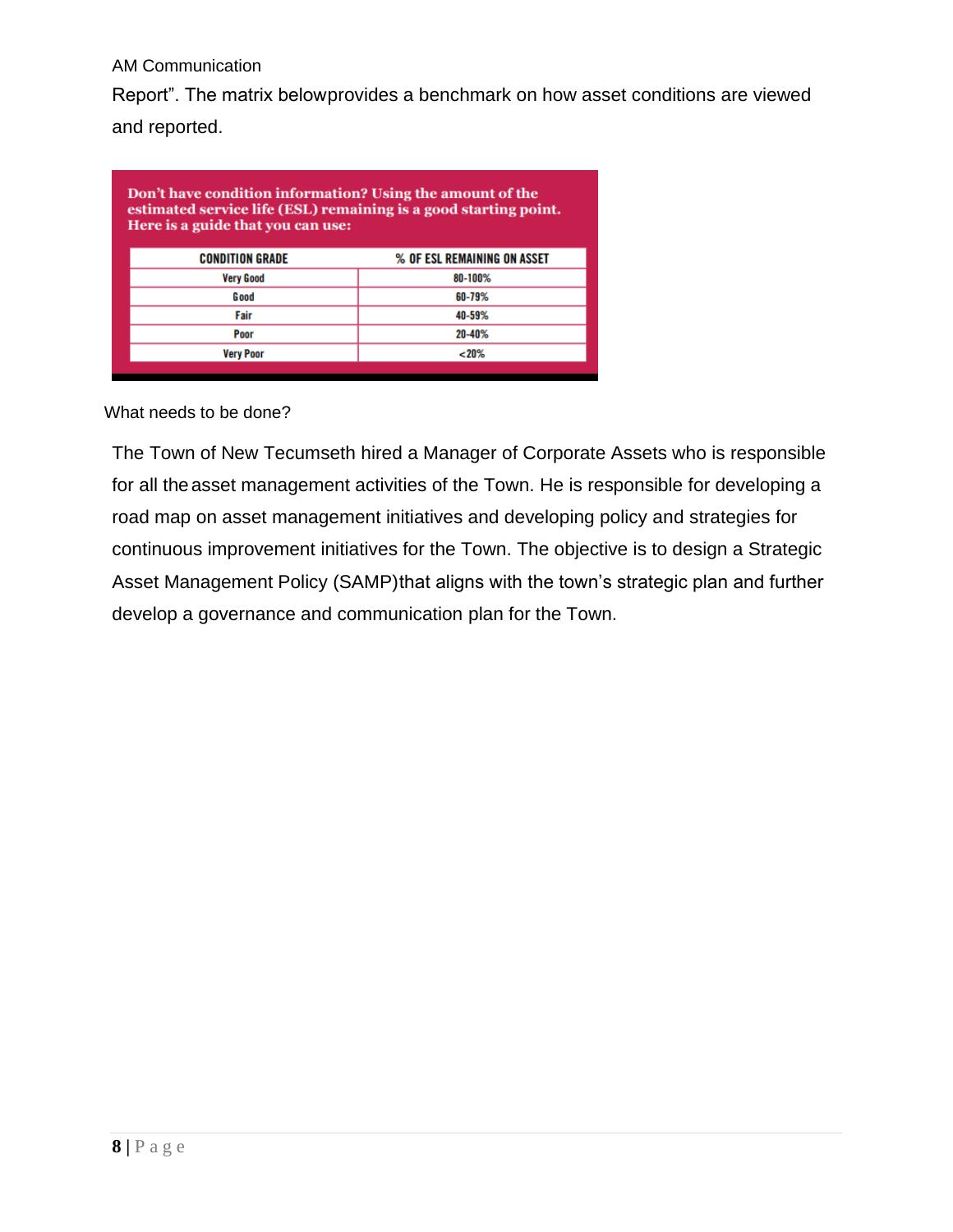AM Communication

Report". The matrix belowprovides a benchmark on how asset conditions are viewed and reported.

**Don't have condition information? Using the amount of the estimated service life (ESL) remaining is a good starting point. Here is a guide that you can use:**

| CONDITION GRADE | % OF ESL REMAINING ON ASSET |
|---|---|
| Very Good | 80-100% |
| Good | 60-79% |
| Fair | 40-59% |
| Poor | 20-40% |
| Very Poor | <20% |

What needs to be done?

The Town of New Tecumseth hired a Manager of Corporate Assets who is responsible for all the asset management activities of the Town. He is responsible for developing a road map on asset management initiatives and developing policy and strategies for continuous improvement initiatives for the Town. The objective is to design a Strategic Asset Management Policy (SAMP)that aligns with the town's strategic plan and further develop a governance and communication plan for the Town.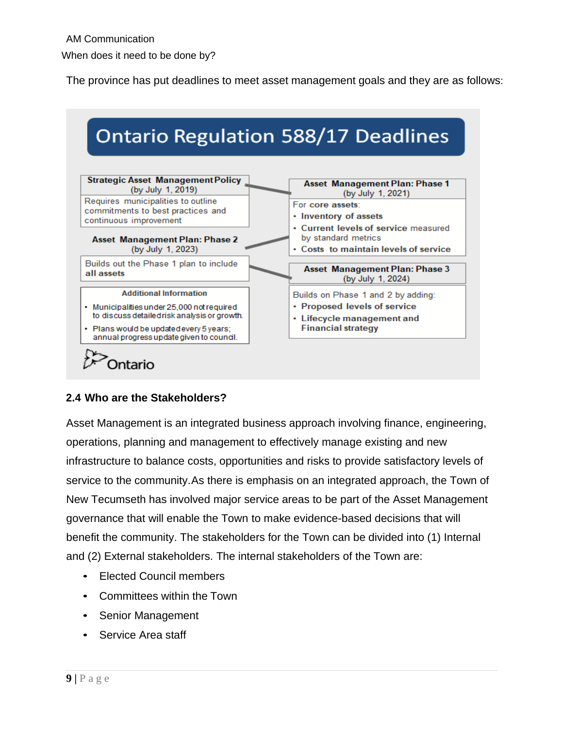AM Communication

When does it need to be done by?

The province has put deadlines to meet asset management goals and they are as follows:

## Ontario Regulation 588/17 Deadlines

**Strategic Asset Management Policy**
(by July 1, 2019)

Requires municipalities to outline commitments to best practices and continuous improvement

**Asset Management Plan: Phase 1**
(by July 1, 2021)

For **core assets**:
- **Inventory of assets**
- **Current levels of service** measured by standard metrics
- **Costs to maintain levels of service**

**Asset Management Plan: Phase 2**
(by July 1, 2023)

Builds out the Phase 1 plan to include **all assets**

**Asset Management Plan: Phase 3**
(by July 1, 2024)

Builds on Phase 1 and 2 by adding:
- **Proposed levels of service**
- **Lifecycle management and Financial strategy**

**Additional Information**
- Municipalities under 25,000 not required to discuss detailed risk analysis or growth.
- Plans would be updated every 5 years; annual progress update given to council.

Ontario

### 2.4 Who are the Stakeholders?

Asset Management is an integrated business approach involving finance, engineering, operations, planning and management to effectively manage existing and new infrastructure to balance costs, opportunities and risks to provide satisfactory levels of service to the community.As there is emphasis on an integrated approach, the Town of New Tecumseth has involved major service areas to be part of the Asset Management governance that will enable the Town to make evidence-based decisions that will benefit the community. The stakeholders for the Town can be divided into (1) Internal and (2) External stakeholders. The internal stakeholders of the Town are:

- Elected Council members
- Committees within the Town
- Senior Management
- Service Area staff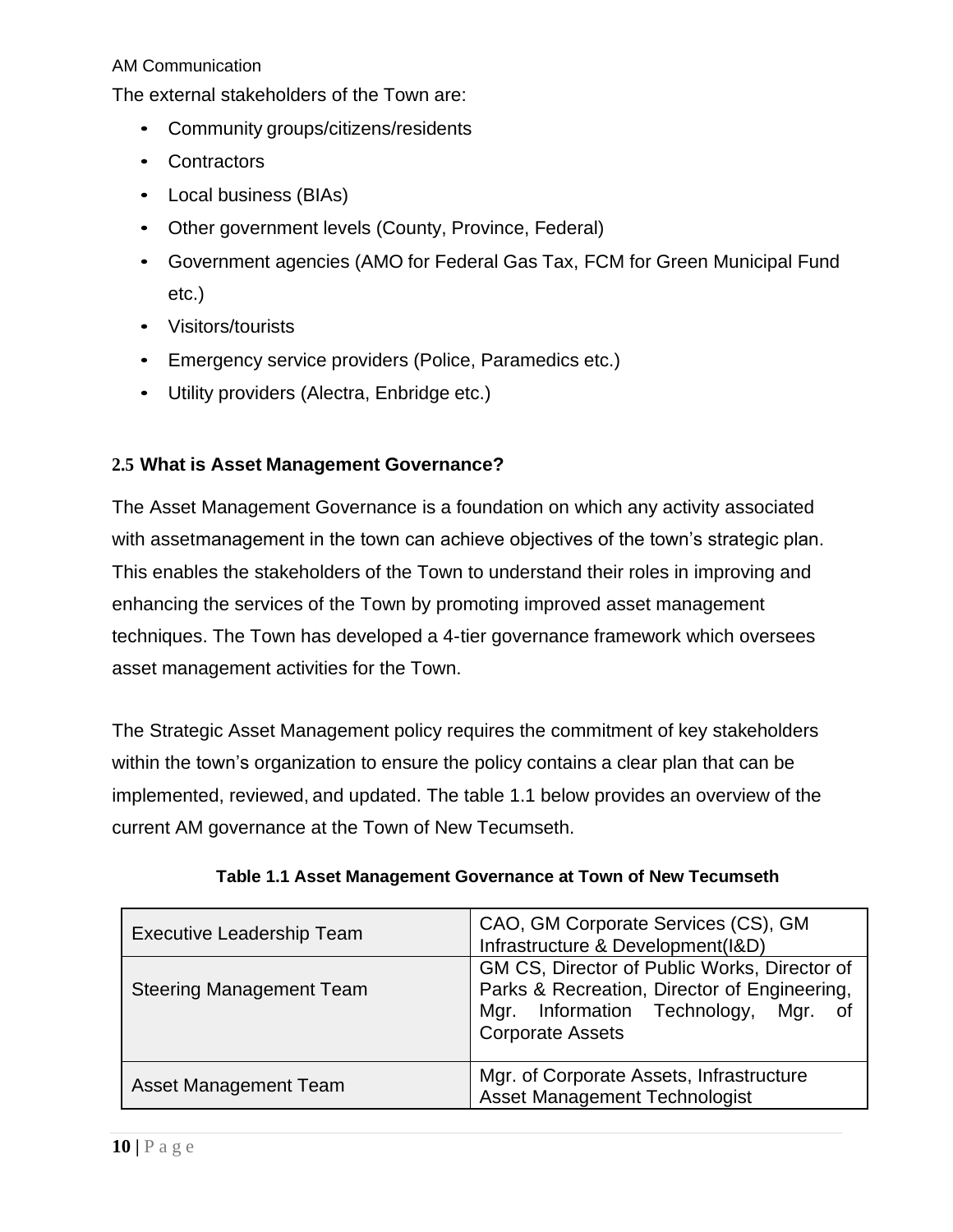AM Communication

The external stakeholders of the Town are:

- Community groups/citizens/residents
- Contractors
- Local business (BIAs)
- Other government levels (County, Province, Federal)
- Government agencies (AMO for Federal Gas Tax, FCM for Green Municipal Fund etc.)
- Visitors/tourists
- Emergency service providers (Police, Paramedics etc.)
- Utility providers (Alectra, Enbridge etc.)

### 2.5 What is Asset Management Governance?

The Asset Management Governance is a foundation on which any activity associated with assetmanagement in the town can achieve objectives of the town's strategic plan. This enables the stakeholders of the Town to understand their roles in improving and enhancing the services of the Town by promoting improved asset management techniques. The Town has developed a 4-tier governance framework which oversees asset management activities for the Town.

The Strategic Asset Management policy requires the commitment of key stakeholders within the town's organization to ensure the policy contains a clear plan that can be implemented, reviewed, and updated. The table 1.1 below provides an overview of the current AM governance at the Town of New Tecumseth.

**Table 1.1 Asset Management Governance at Town of New Tecumseth**

| | |
|---|---|
| Executive Leadership Team | CAO, GM Corporate Services (CS), GM Infrastructure & Development(I&D) |
| Steering Management Team | GM CS, Director of Public Works, Director of Parks & Recreation, Director of Engineering, Mgr. Information Technology, Mgr. of Corporate Assets |
| Asset Management Team | Mgr. of Corporate Assets, Infrastructure Asset Management Technologist |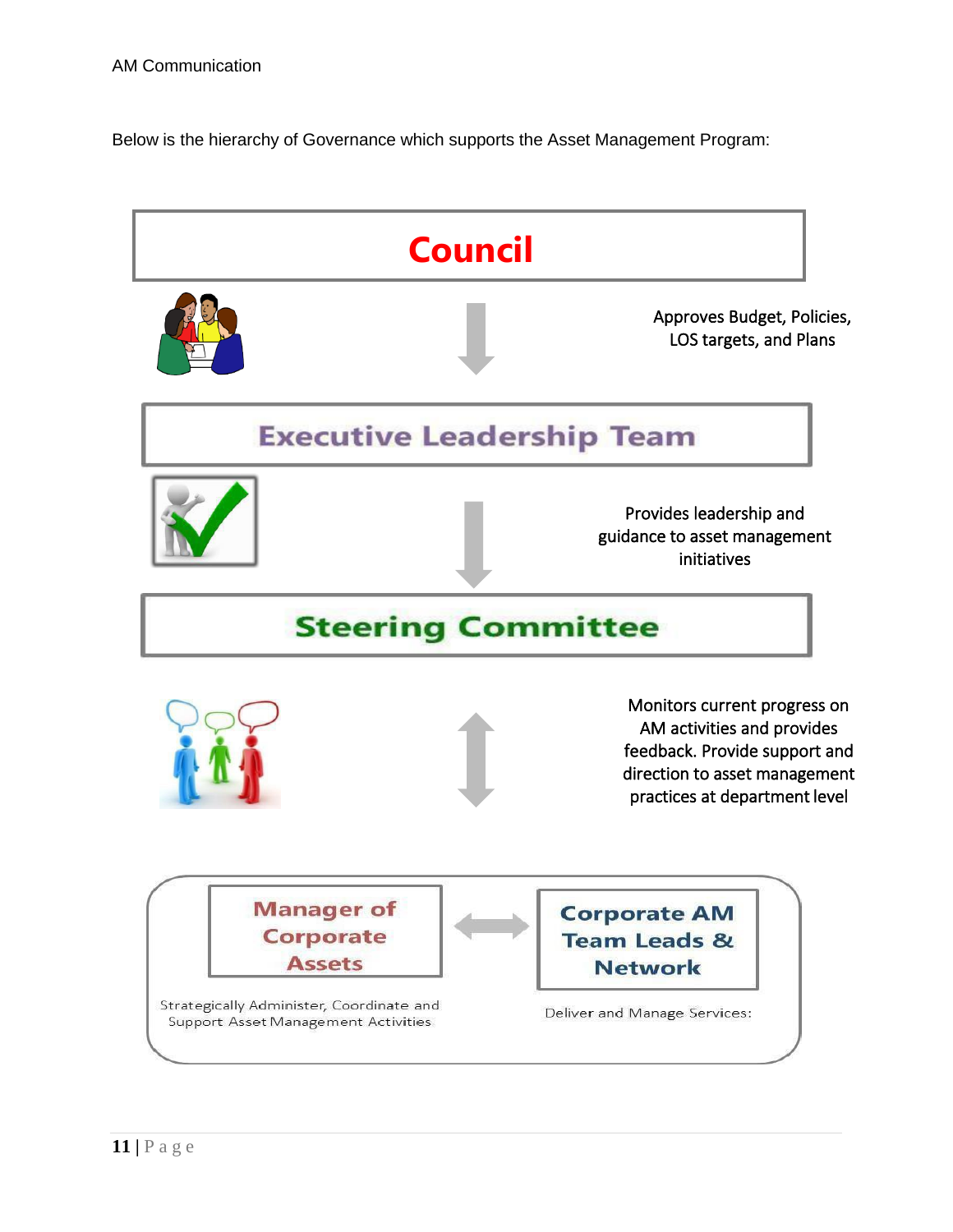AM Communication

Below is the hierarchy of Governance which supports the Asset Management Program:

**Council**

Approves Budget, Policies, LOS targets, and Plans

**Executive Leadership Team**

Provides leadership and guidance to asset management initiatives

**Steering Committee**

Monitors current progress on AM activities and provides feedback. Provide support and direction to asset management practices at department level

**Manager of Corporate Assets**

Strategically Administer, Coordinate and Support Asset Management Activities

**Corporate AM Team Leads & Network**

Deliver and Manage Services: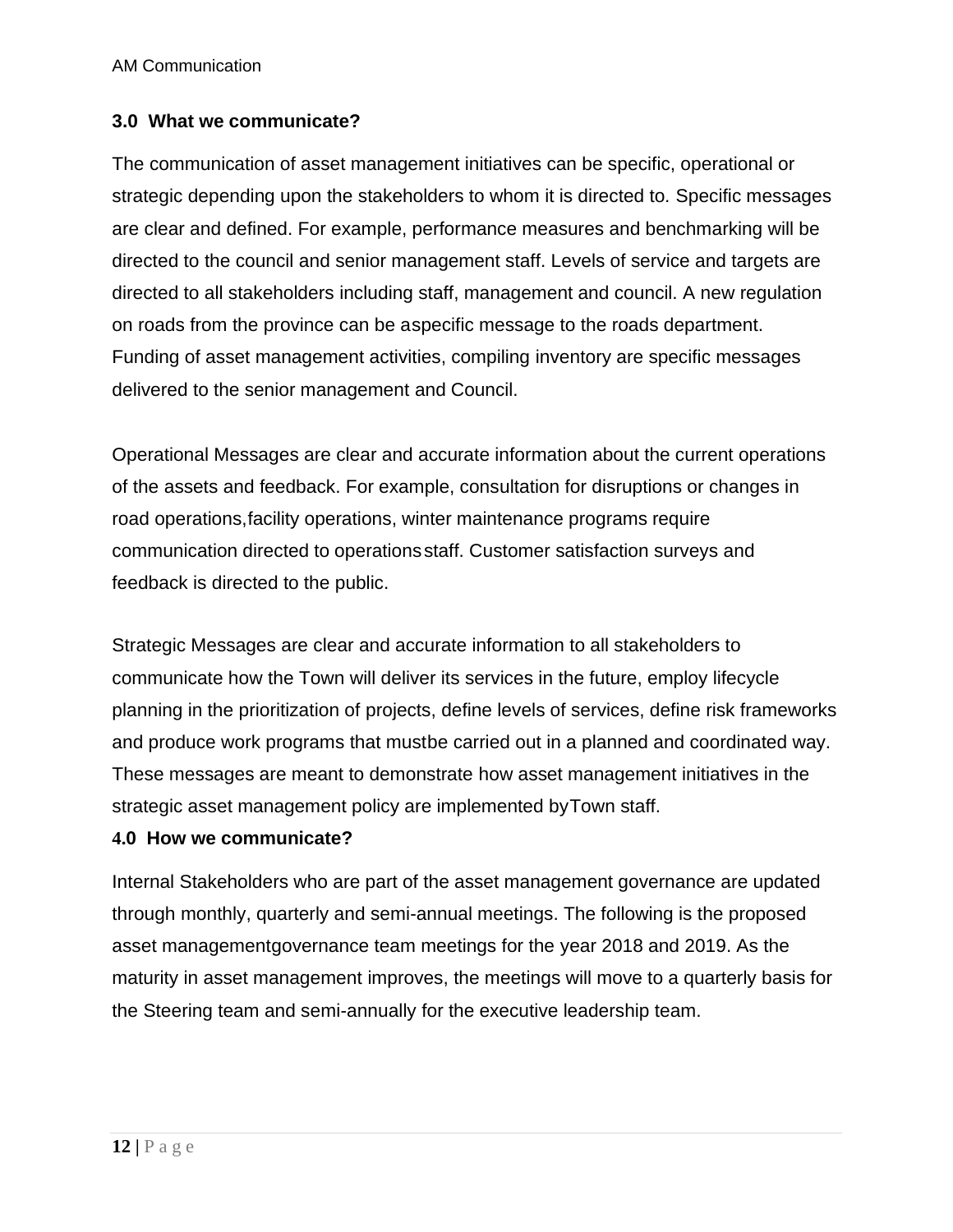## 3.0 What we communicate?

The communication of asset management initiatives can be specific, operational or strategic depending upon the stakeholders to whom it is directed to. Specific messages are clear and defined. For example, performance measures and benchmarking will be directed to the council and senior management staff. Levels of service and targets are directed to all stakeholders including staff, management and council. A new regulation on roads from the province can be aspecific message to the roads department. Funding of asset management activities, compiling inventory are specific messages delivered to the senior management and Council.

Operational Messages are clear and accurate information about the current operations of the assets and feedback. For example, consultation for disruptions or changes in road operations,facility operations, winter maintenance programs require communication directed to operationsstaff. Customer satisfaction surveys and feedback is directed to the public.

Strategic Messages are clear and accurate information to all stakeholders to communicate how the Town will deliver its services in the future, employ lifecycle planning in the prioritization of projects, define levels of services, define risk frameworks and produce work programs that mustbe carried out in a planned and coordinated way. These messages are meant to demonstrate how asset management initiatives in the strategic asset management policy are implemented byTown staff.

## 4.0 How we communicate?

Internal Stakeholders who are part of the asset management governance are updated through monthly, quarterly and semi-annual meetings. The following is the proposed asset managementgovernance team meetings for the year 2018 and 2019. As the maturity in asset management improves, the meetings will move to a quarterly basis for the Steering team and semi-annually for the executive leadership team.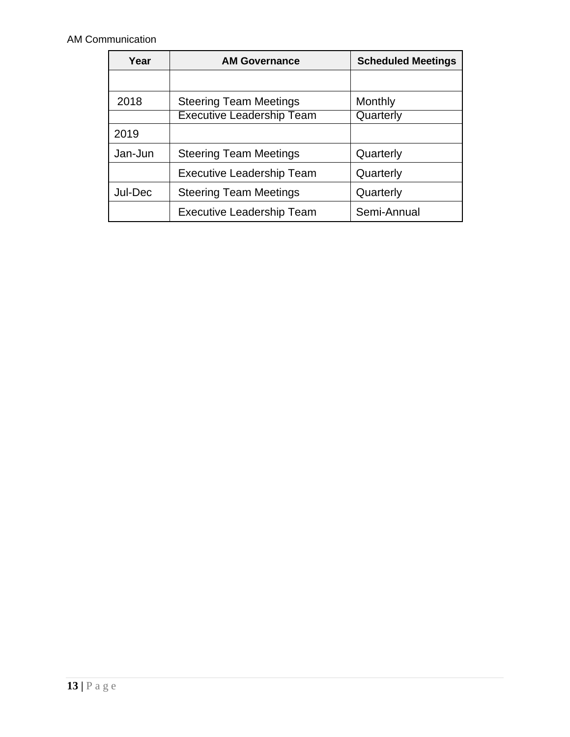AM Communication

| Year | AM Governance | Scheduled Meetings |
|---|---|---|
| | | |
| 2018 | Steering Team Meetings | Monthly |
| | Executive Leadership Team | Quarterly |
| 2019 | | |
| Jan-Jun | Steering Team Meetings | Quarterly |
| | Executive Leadership Team | Quarterly |
| Jul-Dec | Steering Team Meetings | Quarterly |
| | Executive Leadership Team | Semi-Annual |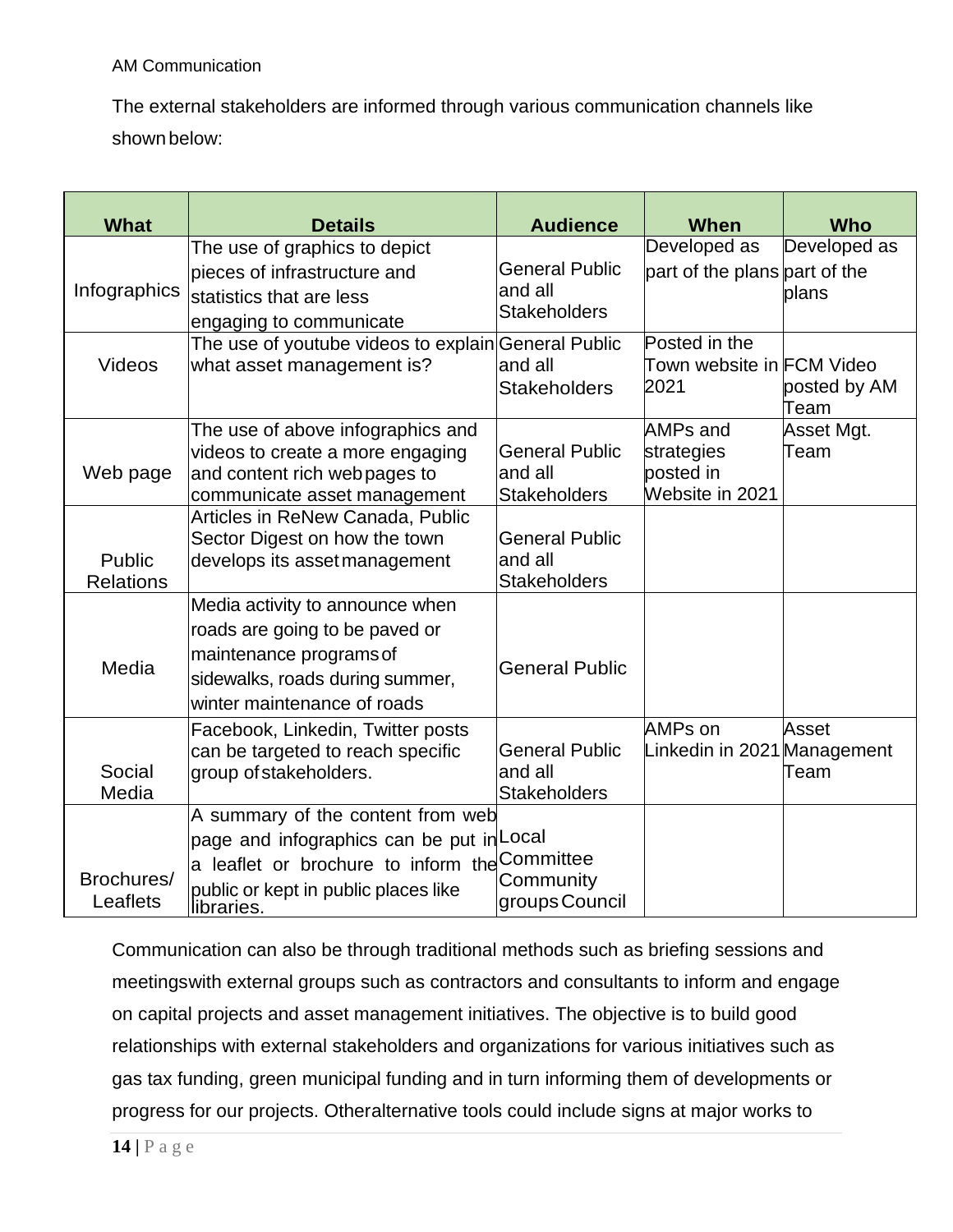AM Communication

The external stakeholders are informed through various communication channels like shown below:

| What | Details | Audience | When | Who |
|---|---|---|---|---|
| Infographics | The use of graphics to depict pieces of infrastructure and statistics that are less engaging to communicate | General Public and all Stakeholders | Developed as part of the plans | Developed as part of the plans |
| Videos | The use of youtube videos to explain what asset management is? | General Public and all Stakeholders | Posted in the Town website in 2021 | FCM Video posted by AM Team |
| Web page | The use of above infographics and videos to create a more engaging and content rich web pages to communicate asset management | General Public and all Stakeholders | AMPs and strategies posted in Website in 2021 | Asset Mgt. Team |
| Public Relations | Articles in ReNew Canada, Public Sector Digest on how the town develops its asset management | General Public and all Stakeholders | | |
| Media | Media activity to announce when roads are going to be paved or maintenance programs of sidewalks, roads during summer, winter maintenance of roads | General Public | | |
| Social Media | Facebook, Linkedin, Twitter posts can be targeted to reach specific group of stakeholders. | General Public and all Stakeholders | AMPs on Linkedin in 2021 | Asset Management Team |
| Brochures/ Leaflets | A summary of the content from web page and infographics can be put in a leaflet or brochure to inform the public or kept in public places like libraries. | Local Committee Community groups Council | | |

Communication can also be through traditional methods such as briefing sessions and meetingswith external groups such as contractors and consultants to inform and engage on capital projects and asset management initiatives. The objective is to build good relationships with external stakeholders and organizations for various initiatives such as gas tax funding, green municipal funding and in turn informing them of developments or progress for our projects. Otheralternative tools could include signs at major works to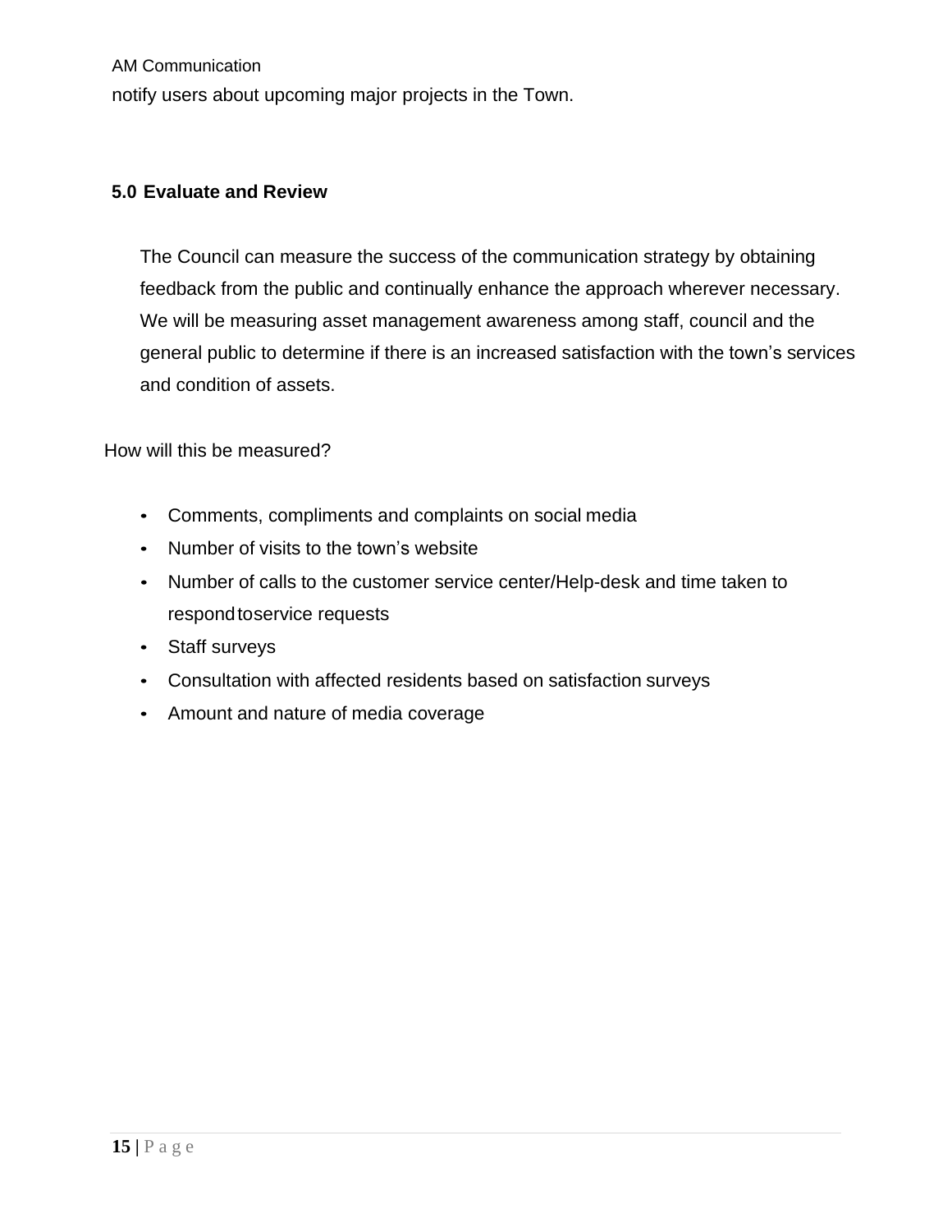notify users about upcoming major projects in the Town.

## 5.0 Evaluate and Review

The Council can measure the success of the communication strategy by obtaining feedback from the public and continually enhance the approach wherever necessary. We will be measuring asset management awareness among staff, council and the general public to determine if there is an increased satisfaction with the town's services and condition of assets.

How will this be measured?

- Comments, compliments and complaints on social media
- Number of visits to the town's website
- Number of calls to the customer service center/Help-desk and time taken to respond toservice requests
- Staff surveys
- Consultation with affected residents based on satisfaction surveys
- Amount and nature of media coverage